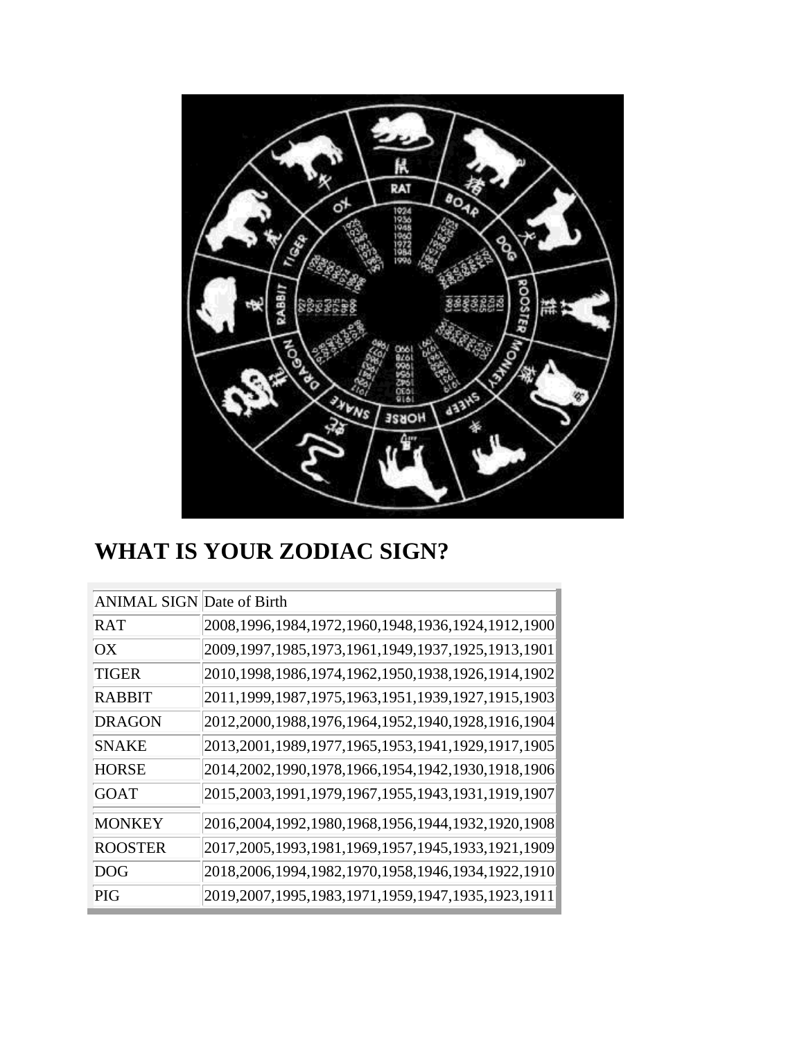# WHAT IS YOUR ZODIAC SIGN?

| ANIMAL SIGN | Date of Birth |
|---|---|
| RAT | 2008,1996,1984,1972,1960,1948,1936,1924,1912,1900 |
| OX | 2009,1997,1985,1973,1961,1949,1937,1925,1913,1901 |
| TIGER | 2010,1998,1986,1974,1962,1950,1938,1926,1914,1902 |
| RABBIT | 2011,1999,1987,1975,1963,1951,1939,1927,1915,1903 |
| DRAGON | 2012,2000,1988,1976,1964,1952,1940,1928,1916,1904 |
| SNAKE | 2013,2001,1989,1977,1965,1953,1941,1929,1917,1905 |
| HORSE | 2014,2002,1990,1978,1966,1954,1942,1930,1918,1906 |
| GOAT | 2015,2003,1991,1979,1967,1955,1943,1931,1919,1907 |
| MONKEY | 2016,2004,1992,1980,1968,1956,1944,1932,1920,1908 |
| ROOSTER | 2017,2005,1993,1981,1969,1957,1945,1933,1921,1909 |
| DOG | 2018,2006,1994,1982,1970,1958,1946,1934,1922,1910 |
| PIG | 2019,2007,1995,1983,1971,1959,1947,1935,1923,1911 |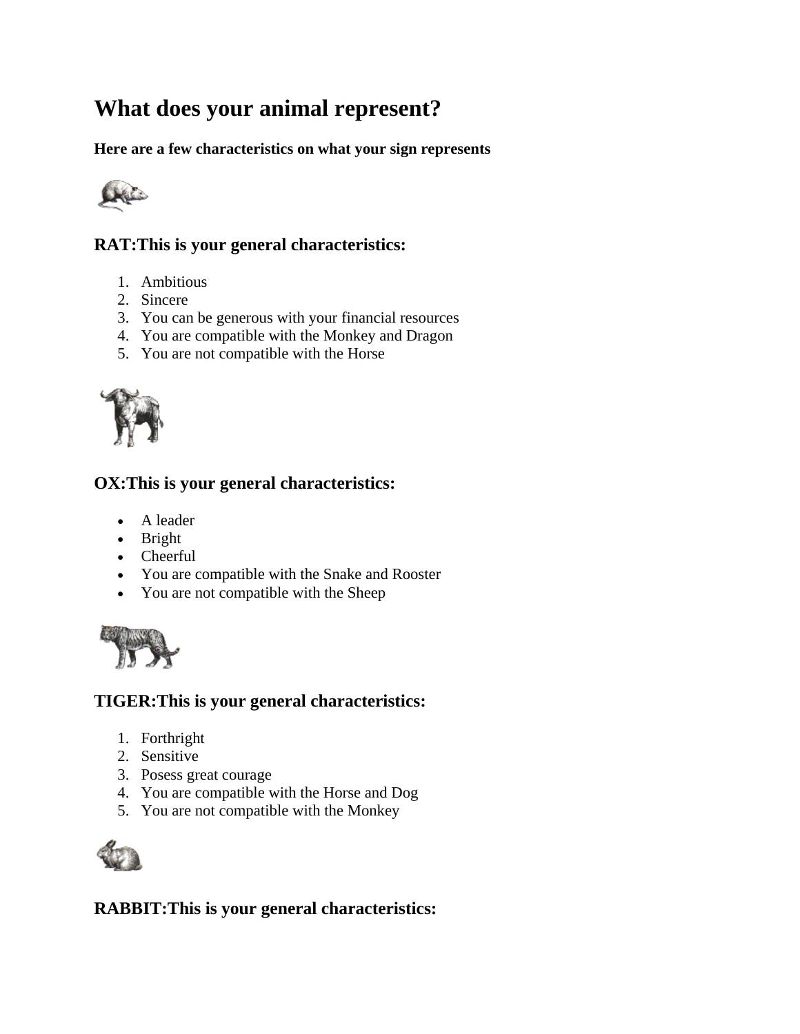# What does your animal represent?

**Here are a few characteristics on what your sign represents**

## RAT:This is your general characteristics:

1. Ambitious
2. Sincere
3. You can be generous with your financial resources
4. You are compatible with the Monkey and Dragon
5. You are not compatible with the Horse

## OX:This is your general characteristics:

- A leader
- Bright
- Cheerful
- You are compatible with the Snake and Rooster
- You are not compatible with the Sheep

## TIGER:This is your general characteristics:

1. Forthright
2. Sensitive
3. Posess great courage
4. You are compatible with the Horse and Dog
5. You are not compatible with the Monkey

## RABBIT:This is your general characteristics: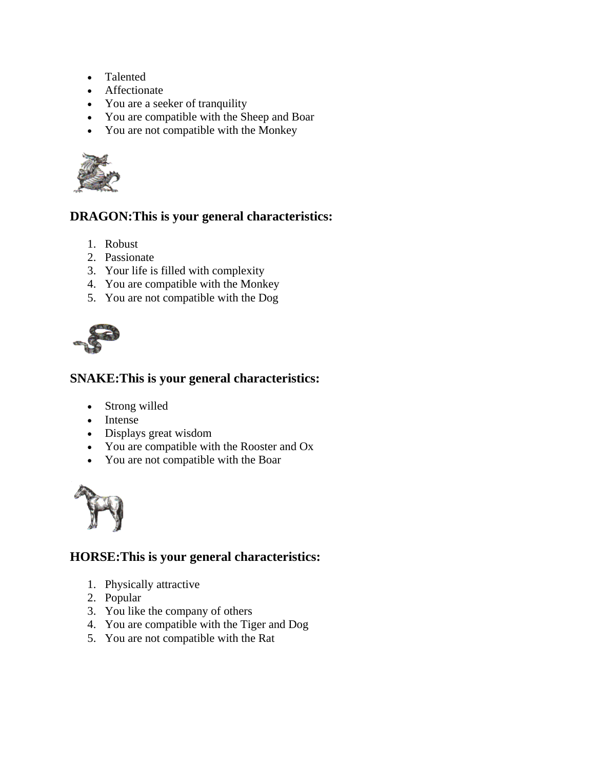- Talented
- Affectionate
- You are a seeker of tranquility
- You are compatible with the Sheep and Boar
- You are not compatible with the Monkey

### DRAGON:This is your general characteristics:

1. Robust
2. Passionate
3. Your life is filled with complexity
4. You are compatible with the Monkey
5. You are not compatible with the Dog

### SNAKE:This is your general characteristics:

- Strong willed
- Intense
- Displays great wisdom
- You are compatible with the Rooster and Ox
- You are not compatible with the Boar

### HORSE:This is your general characteristics:

1. Physically attractive
2. Popular
3. You like the company of others
4. You are compatible with the Tiger and Dog
5. You are not compatible with the Rat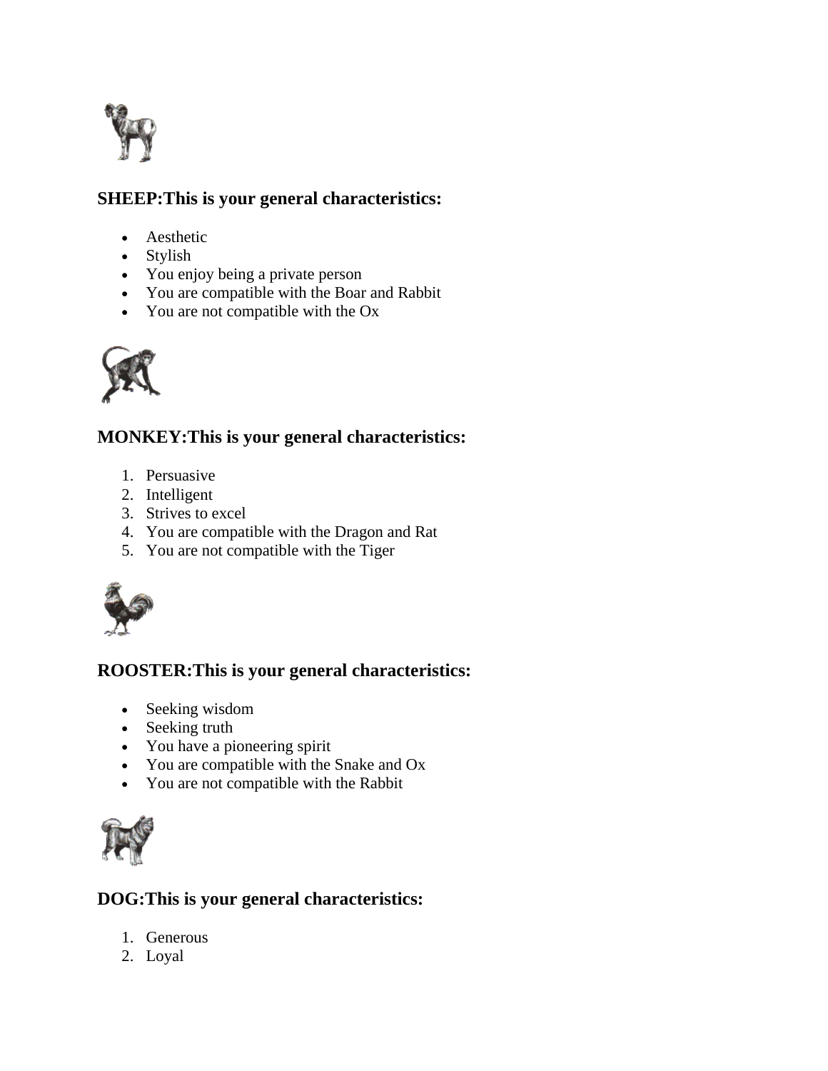### SHEEP:This is your general characteristics:

- Aesthetic
- Stylish
- You enjoy being a private person
- You are compatible with the Boar and Rabbit
- You are not compatible with the Ox

### MONKEY:This is your general characteristics:

1. Persuasive
2. Intelligent
3. Strives to excel
4. You are compatible with the Dragon and Rat
5. You are not compatible with the Tiger

### ROOSTER:This is your general characteristics:

- Seeking wisdom
- Seeking truth
- You have a pioneering spirit
- You are compatible with the Snake and Ox
- You are not compatible with the Rabbit

### DOG:This is your general characteristics:

1. Generous
2. Loyal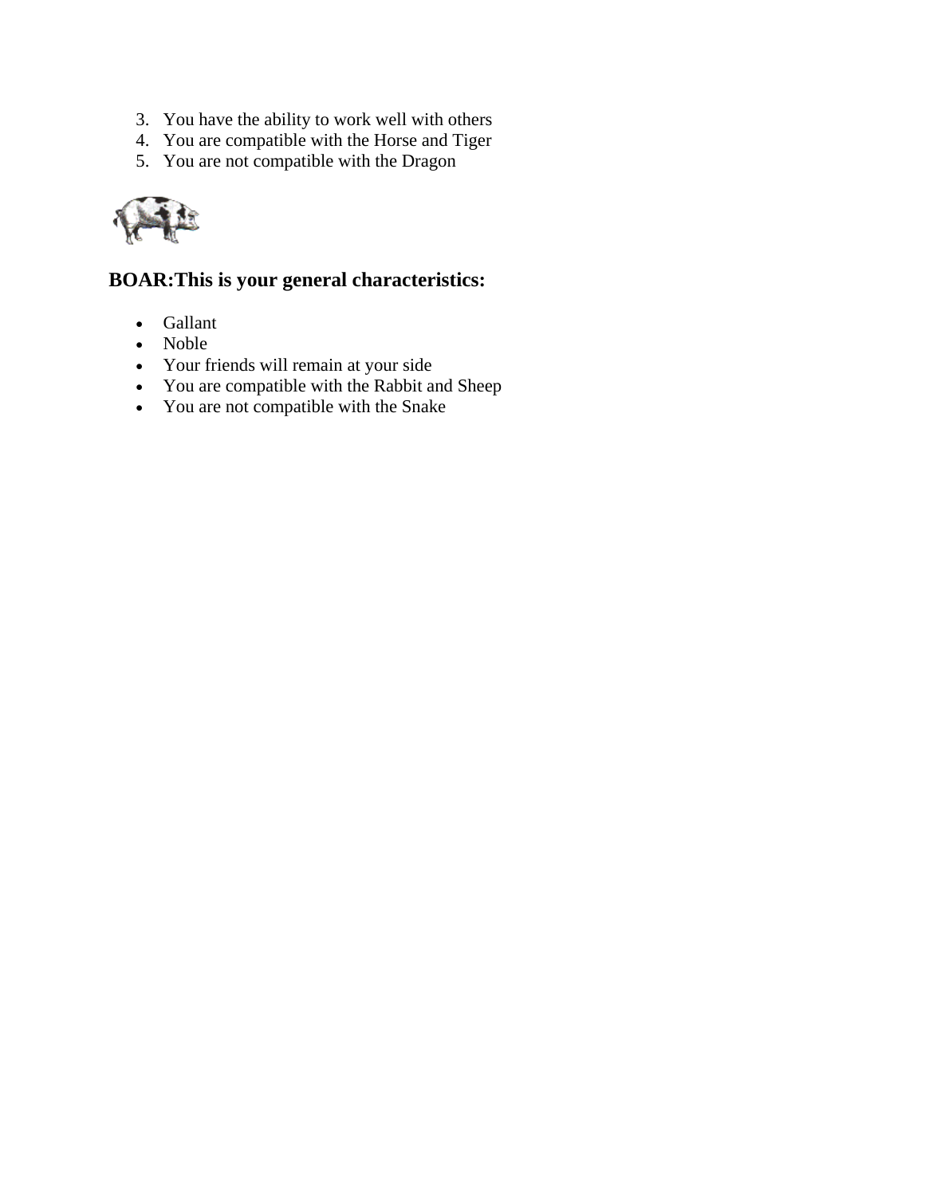3. You have the ability to work well with others
4. You are compatible with the Horse and Tiger
5. You are not compatible with the Dragon

## BOAR:This is your general characteristics:

- Gallant
- Noble
- Your friends will remain at your side
- You are compatible with the Rabbit and Sheep
- You are not compatible with the Snake